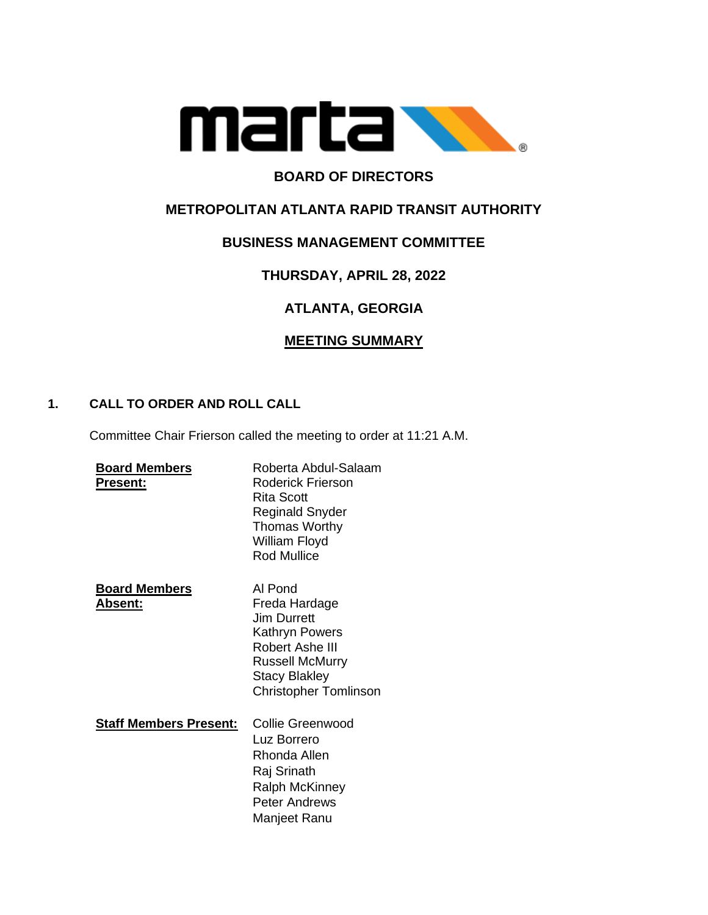**BOARD OF DIRECTORS**

**METROPOLITAN ATLANTA RAPID TRANSIT AUTHORITY**

**BUSINESS MANAGEMENT COMMITTEE**

**THURSDAY, APRIL 28, 2022**

**ATLANTA, GEORGIA**

**MEETING SUMMARY**

## 1. CALL TO ORDER AND ROLL CALL

Committee Chair Frierson called the meeting to order at 11:21 A.M.

| | |
|---|---|
| **Board Members Present:** | Roberta Abdul-Salaam<br>Roderick Frierson<br>Rita Scott<br>Reginald Snyder<br>Thomas Worthy<br>William Floyd<br>Rod Mullice |
| **Board Members Absent:** | Al Pond<br>Freda Hardage<br>Jim Durrett<br>Kathryn Powers<br>Robert Ashe III<br>Russell McMurry<br>Stacy Blakley<br>Christopher Tomlinson |
| **Staff Members Present:** | Collie Greenwood<br>Luz Borrero<br>Rhonda Allen<br>Raj Srinath<br>Ralph McKinney<br>Peter Andrews<br>Manjeet Ranu |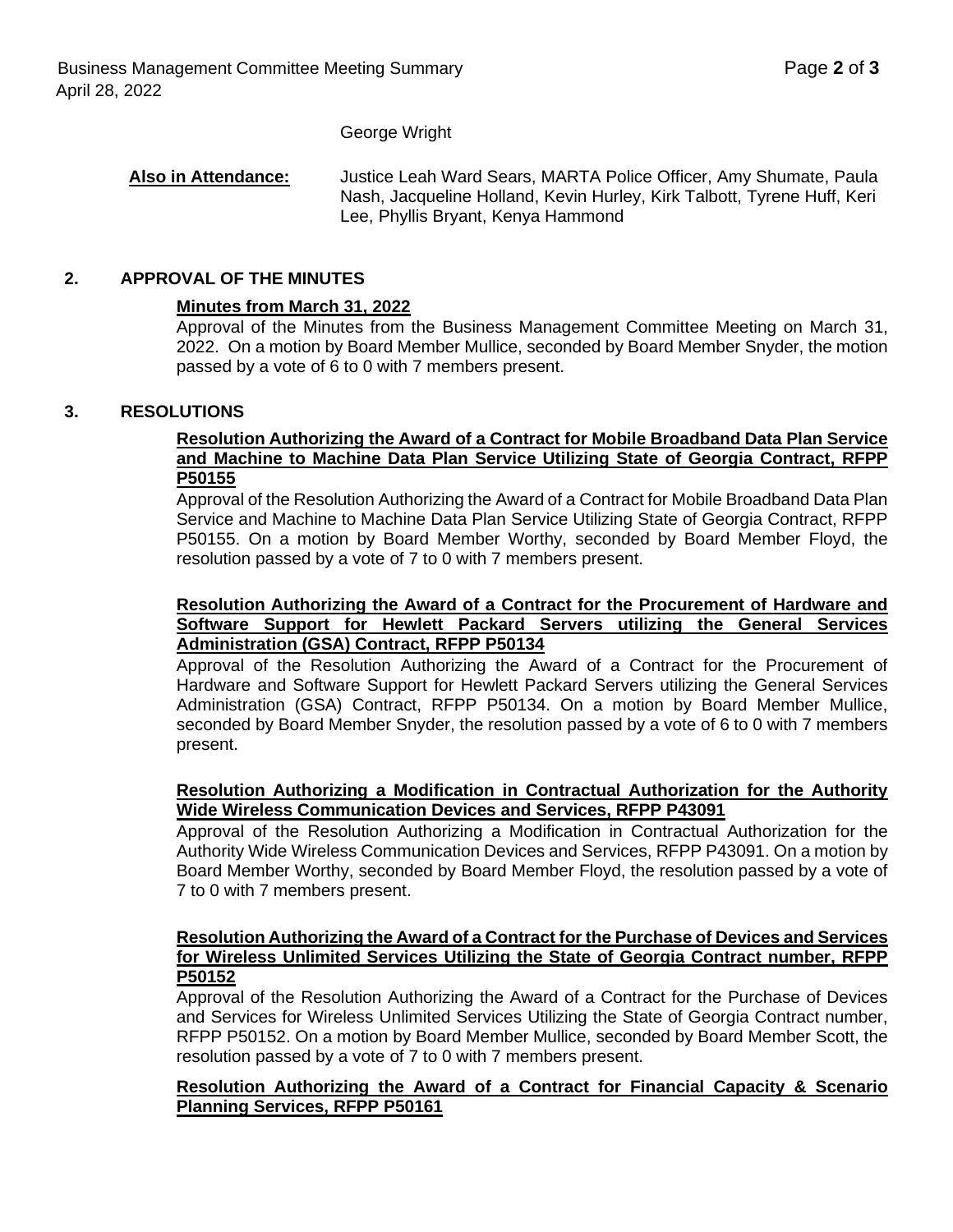George Wright

**Also in Attendance:** Justice Leah Ward Sears, MARTA Police Officer, Amy Shumate, Paula Nash, Jacqueline Holland, Kevin Hurley, Kirk Talbott, Tyrene Huff, Keri Lee, Phyllis Bryant, Kenya Hammond

## 2. APPROVAL OF THE MINUTES

**Minutes from March 31, 2022**

Approval of the Minutes from the Business Management Committee Meeting on March 31, 2022. On a motion by Board Member Mullice, seconded by Board Member Snyder, the motion passed by a vote of 6 to 0 with 7 members present.

## 3. RESOLUTIONS

**Resolution Authorizing the Award of a Contract for Mobile Broadband Data Plan Service and Machine to Machine Data Plan Service Utilizing State of Georgia Contract, RFPP P50155**

Approval of the Resolution Authorizing the Award of a Contract for Mobile Broadband Data Plan Service and Machine to Machine Data Plan Service Utilizing State of Georgia Contract, RFPP P50155. On a motion by Board Member Worthy, seconded by Board Member Floyd, the resolution passed by a vote of 7 to 0 with 7 members present.

**Resolution Authorizing the Award of a Contract for the Procurement of Hardware and Software Support for Hewlett Packard Servers utilizing the General Services Administration (GSA) Contract, RFPP P50134**

Approval of the Resolution Authorizing the Award of a Contract for the Procurement of Hardware and Software Support for Hewlett Packard Servers utilizing the General Services Administration (GSA) Contract, RFPP P50134. On a motion by Board Member Mullice, seconded by Board Member Snyder, the resolution passed by a vote of 6 to 0 with 7 members present.

**Resolution Authorizing a Modification in Contractual Authorization for the Authority Wide Wireless Communication Devices and Services, RFPP P43091**

Approval of the Resolution Authorizing a Modification in Contractual Authorization for the Authority Wide Wireless Communication Devices and Services, RFPP P43091. On a motion by Board Member Worthy, seconded by Board Member Floyd, the resolution passed by a vote of 7 to 0 with 7 members present.

**Resolution Authorizing the Award of a Contract for the Purchase of Devices and Services for Wireless Unlimited Services Utilizing the State of Georgia Contract number, RFPP P50152**

Approval of the Resolution Authorizing the Award of a Contract for the Purchase of Devices and Services for Wireless Unlimited Services Utilizing the State of Georgia Contract number, RFPP P50152. On a motion by Board Member Mullice, seconded by Board Member Scott, the resolution passed by a vote of 7 to 0 with 7 members present.

**Resolution Authorizing the Award of a Contract for Financial Capacity & Scenario Planning Services, RFPP P50161**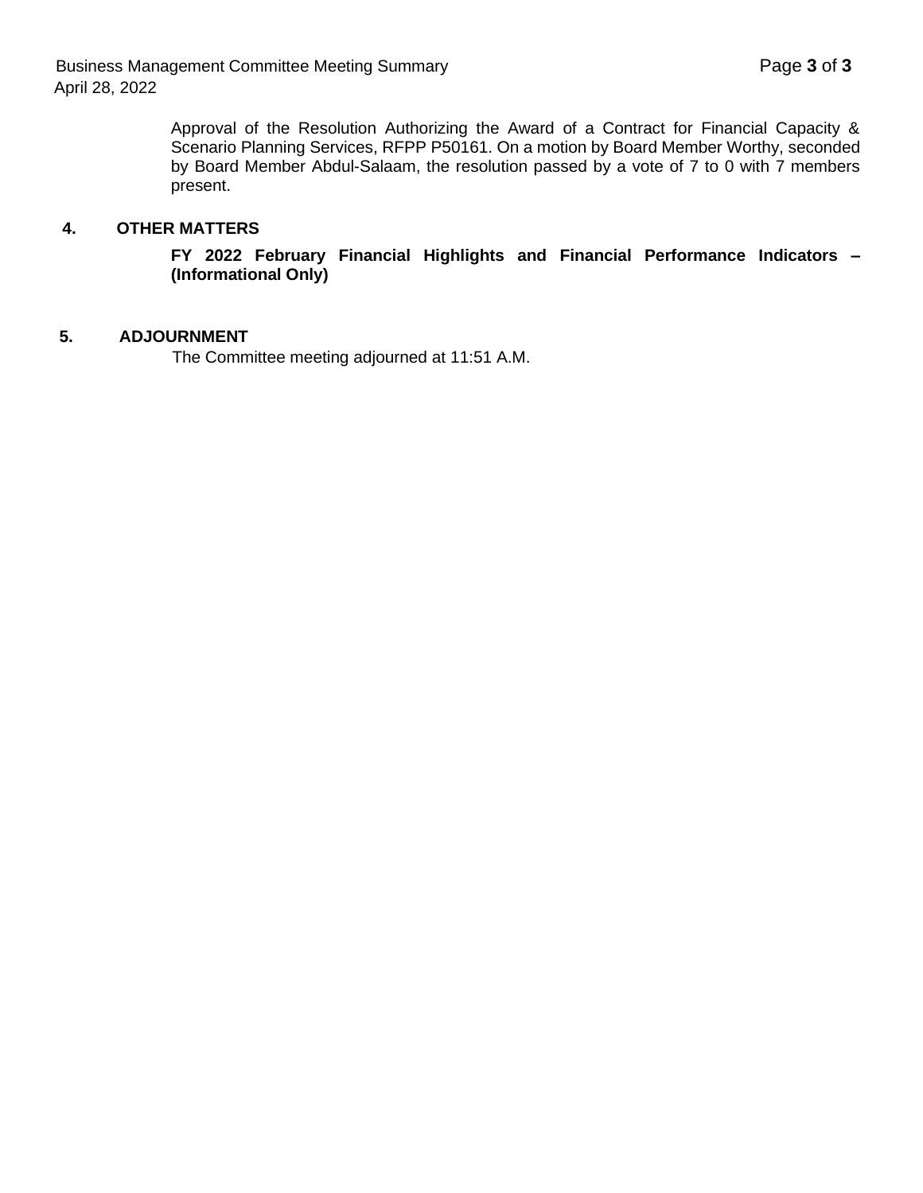Approval of the Resolution Authorizing the Award of a Contract for Financial Capacity & Scenario Planning Services, RFPP P50161. On a motion by Board Member Worthy, seconded by Board Member Abdul-Salaam, the resolution passed by a vote of 7 to 0 with 7 members present.

## 4. OTHER MATTERS

**FY 2022 February Financial Highlights and Financial Performance Indicators – (Informational Only)**

## 5. ADJOURNMENT

The Committee meeting adjourned at 11:51 A.M.